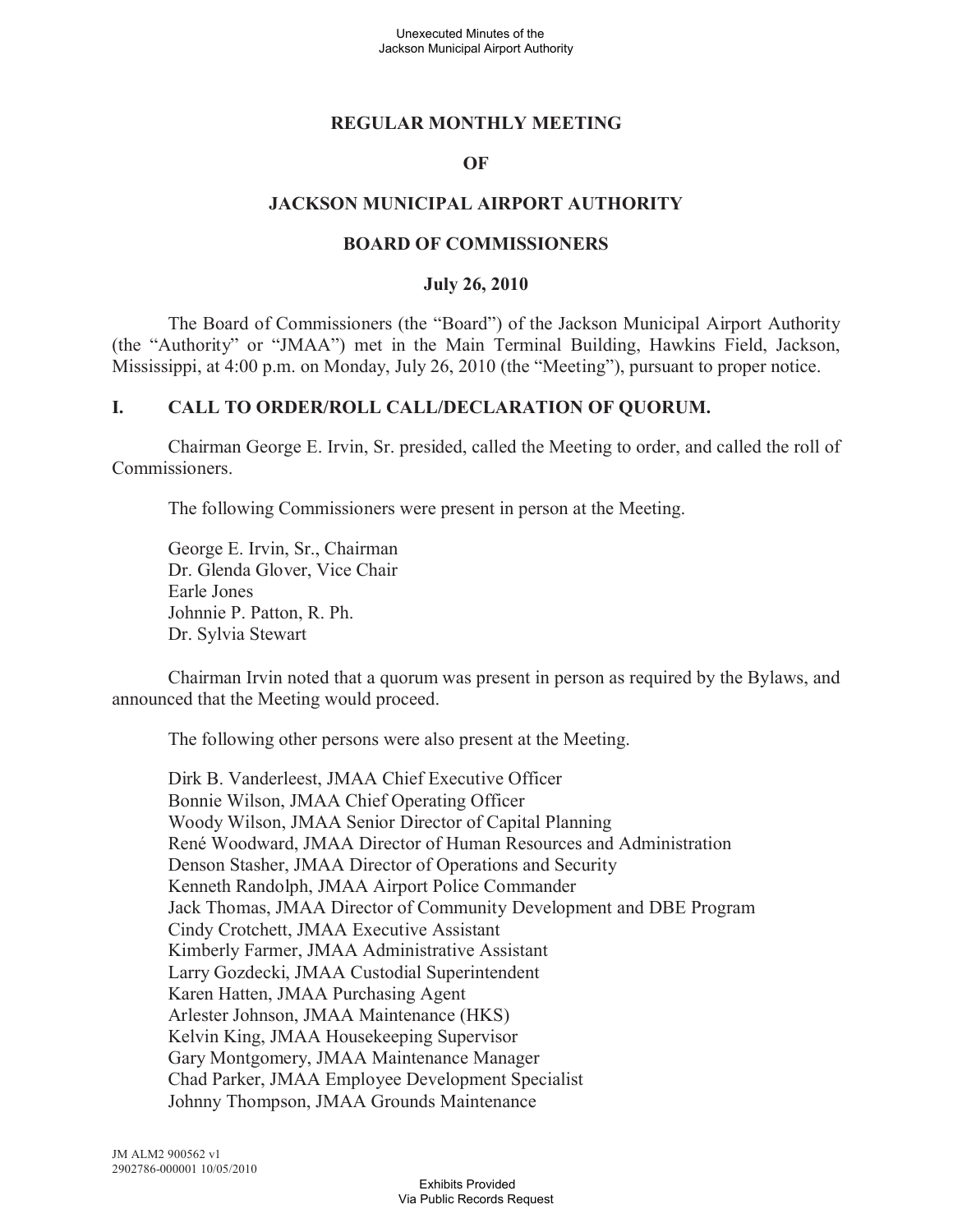# REGULAR MONTHLY MEETING

# OF

# JACKSON MUNICIPAL AIRPORT AUTHORITY

# BOARD OF COMMISSIONERS

**July 26, 2010**

The Board of Commissioners (the "Board") of the Jackson Municipal Airport Authority (the "Authority" or "JMAA") met in the Main Terminal Building, Hawkins Field, Jackson, Mississippi, at 4:00 p.m. on Monday, July 26, 2010 (the "Meeting"), pursuant to proper notice.

## I. CALL TO ORDER/ROLL CALL/DECLARATION OF QUORUM.

Chairman George E. Irvin, Sr. presided, called the Meeting to order, and called the roll of Commissioners.

The following Commissioners were present in person at the Meeting.

George E. Irvin, Sr., Chairman
Dr. Glenda Glover, Vice Chair
Earle Jones
Johnnie P. Patton, R. Ph.
Dr. Sylvia Stewart

Chairman Irvin noted that a quorum was present in person as required by the Bylaws, and announced that the Meeting would proceed.

The following other persons were also present at the Meeting.

Dirk B. Vanderleest, JMAA Chief Executive Officer
Bonnie Wilson, JMAA Chief Operating Officer
Woody Wilson, JMAA Senior Director of Capital Planning
René Woodward, JMAA Director of Human Resources and Administration
Denson Stasher, JMAA Director of Operations and Security
Kenneth Randolph, JMAA Airport Police Commander
Jack Thomas, JMAA Director of Community Development and DBE Program
Cindy Crotchett, JMAA Executive Assistant
Kimberly Farmer, JMAA Administrative Assistant
Larry Gozdecki, JMAA Custodial Superintendent
Karen Hatten, JMAA Purchasing Agent
Arlester Johnson, JMAA Maintenance (HKS)
Kelvin King, JMAA Housekeeping Supervisor
Gary Montgomery, JMAA Maintenance Manager
Chad Parker, JMAA Employee Development Specialist
Johnny Thompson, JMAA Grounds Maintenance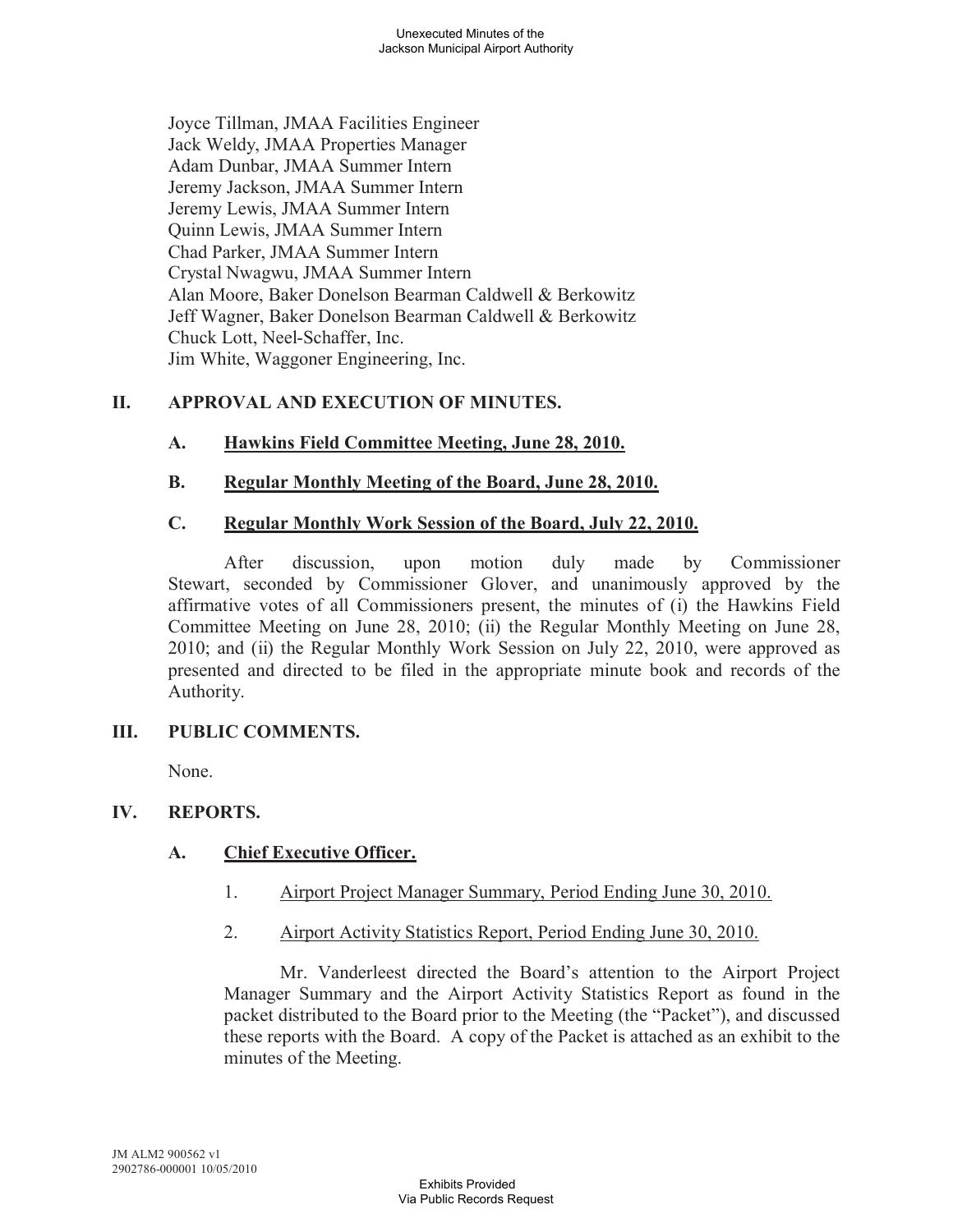Joyce Tillman, JMAA Facilities Engineer
Jack Weldy, JMAA Properties Manager
Adam Dunbar, JMAA Summer Intern
Jeremy Jackson, JMAA Summer Intern
Jeremy Lewis, JMAA Summer Intern
Quinn Lewis, JMAA Summer Intern
Chad Parker, JMAA Summer Intern
Crystal Nwagwu, JMAA Summer Intern
Alan Moore, Baker Donelson Bearman Caldwell & Berkowitz
Jeff Wagner, Baker Donelson Bearman Caldwell & Berkowitz
Chuck Lott, Neel-Schaffer, Inc.
Jim White, Waggoner Engineering, Inc.

## II. APPROVAL AND EXECUTION OF MINUTES.

### A. Hawkins Field Committee Meeting, June 28, 2010.

### B. Regular Monthly Meeting of the Board, June 28, 2010.

### C. Regular Monthly Work Session of the Board, July 22, 2010.

After discussion, upon motion duly made by Commissioner Stewart, seconded by Commissioner Glover, and unanimously approved by the affirmative votes of all Commissioners present, the minutes of (i) the Hawkins Field Committee Meeting on June 28, 2010; (ii) the Regular Monthly Meeting on June 28, 2010; and (ii) the Regular Monthly Work Session on July 22, 2010, were approved as presented and directed to be filed in the appropriate minute book and records of the Authority.

## III. PUBLIC COMMENTS.

None.

## IV. REPORTS.

### A. Chief Executive Officer.

1. Airport Project Manager Summary, Period Ending June 30, 2010.

2. Airport Activity Statistics Report, Period Ending June 30, 2010.

Mr. Vanderleest directed the Board's attention to the Airport Project Manager Summary and the Airport Activity Statistics Report as found in the packet distributed to the Board prior to the Meeting (the "Packet"), and discussed these reports with the Board. A copy of the Packet is attached as an exhibit to the minutes of the Meeting.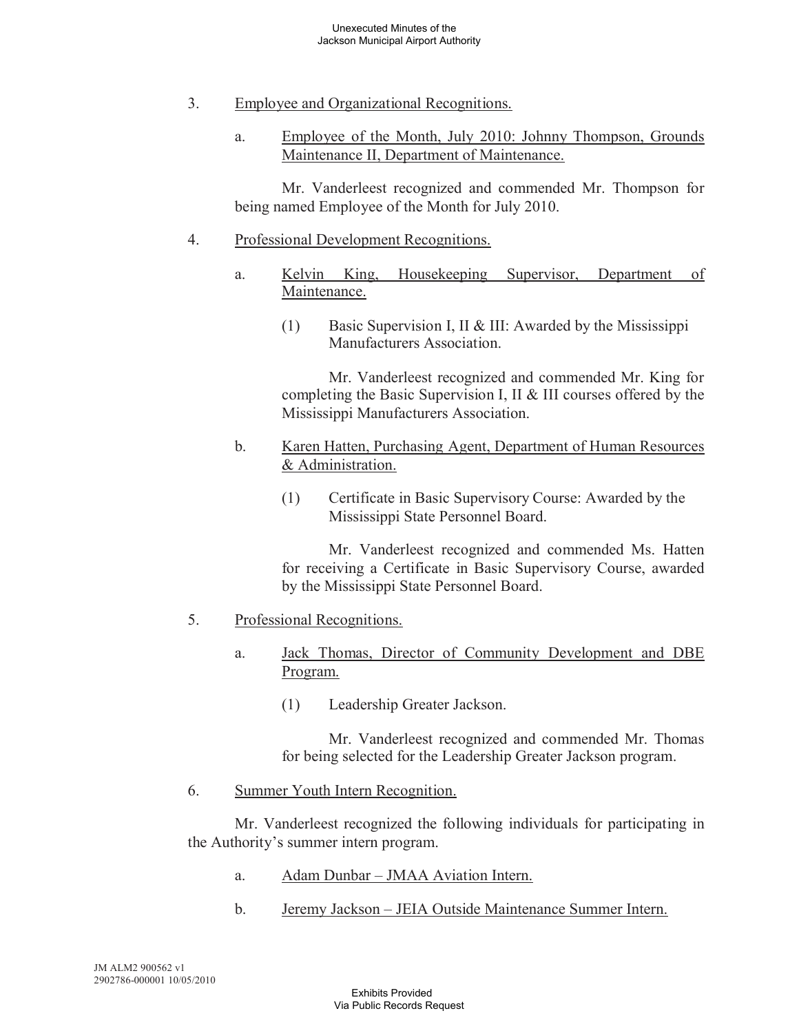3. Employee and Organizational Recognitions.

   a. Employee of the Month, July 2010: Johnny Thompson, Grounds Maintenance II, Department of Maintenance.

   Mr. Vanderleest recognized and commended Mr. Thompson for being named Employee of the Month for July 2010.

4. Professional Development Recognitions.

   a. Kelvin King, Housekeeping Supervisor, Department of Maintenance.

      (1) Basic Supervision I, II & III: Awarded by the Mississippi Manufacturers Association.

      Mr. Vanderleest recognized and commended Mr. King for completing the Basic Supervision I, II & III courses offered by the Mississippi Manufacturers Association.

   b. Karen Hatten, Purchasing Agent, Department of Human Resources & Administration.

      (1) Certificate in Basic Supervisory Course: Awarded by the Mississippi State Personnel Board.

      Mr. Vanderleest recognized and commended Ms. Hatten for receiving a Certificate in Basic Supervisory Course, awarded by the Mississippi State Personnel Board.

5. Professional Recognitions.

   a. Jack Thomas, Director of Community Development and DBE Program.

      (1) Leadership Greater Jackson.

      Mr. Vanderleest recognized and commended Mr. Thomas for being selected for the Leadership Greater Jackson program.

6. Summer Youth Intern Recognition.

   Mr. Vanderleest recognized the following individuals for participating in the Authority's summer intern program.

   a. Adam Dunbar – JMAA Aviation Intern.

   b. Jeremy Jackson – JEIA Outside Maintenance Summer Intern.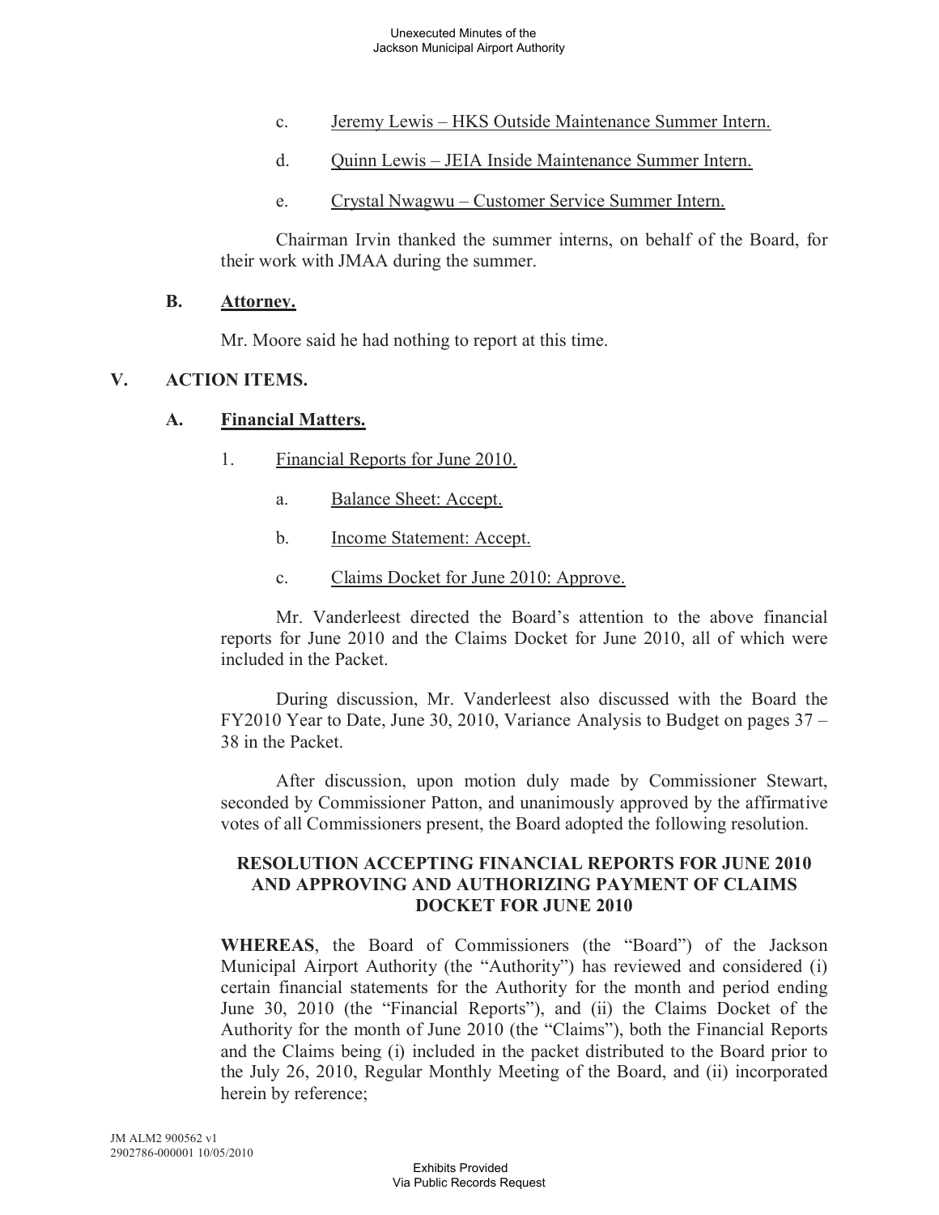c. Jeremy Lewis – HKS Outside Maintenance Summer Intern.

d. Quinn Lewis – JEIA Inside Maintenance Summer Intern.

e. Crystal Nwagwu – Customer Service Summer Intern.

Chairman Irvin thanked the summer interns, on behalf of the Board, for their work with JMAA during the summer.

### B. Attorney.

Mr. Moore said he had nothing to report at this time.

## V. ACTION ITEMS.

### A. Financial Matters.

1. Financial Reports for June 2010.

   a. Balance Sheet: Accept.

   b. Income Statement: Accept.

   c. Claims Docket for June 2010: Approve.

Mr. Vanderleest directed the Board's attention to the above financial reports for June 2010 and the Claims Docket for June 2010, all of which were included in the Packet.

During discussion, Mr. Vanderleest also discussed with the Board the FY2010 Year to Date, June 30, 2010, Variance Analysis to Budget on pages 37 – 38 in the Packet.

After discussion, upon motion duly made by Commissioner Stewart, seconded by Commissioner Patton, and unanimously approved by the affirmative votes of all Commissioners present, the Board adopted the following resolution.

**RESOLUTION ACCEPTING FINANCIAL REPORTS FOR JUNE 2010 AND APPROVING AND AUTHORIZING PAYMENT OF CLAIMS DOCKET FOR JUNE 2010**

**WHEREAS**, the Board of Commissioners (the "Board") of the Jackson Municipal Airport Authority (the "Authority") has reviewed and considered (i) certain financial statements for the Authority for the month and period ending June 30, 2010 (the "Financial Reports"), and (ii) the Claims Docket of the Authority for the month of June 2010 (the "Claims"), both the Financial Reports and the Claims being (i) included in the packet distributed to the Board prior to the July 26, 2010, Regular Monthly Meeting of the Board, and (ii) incorporated herein by reference;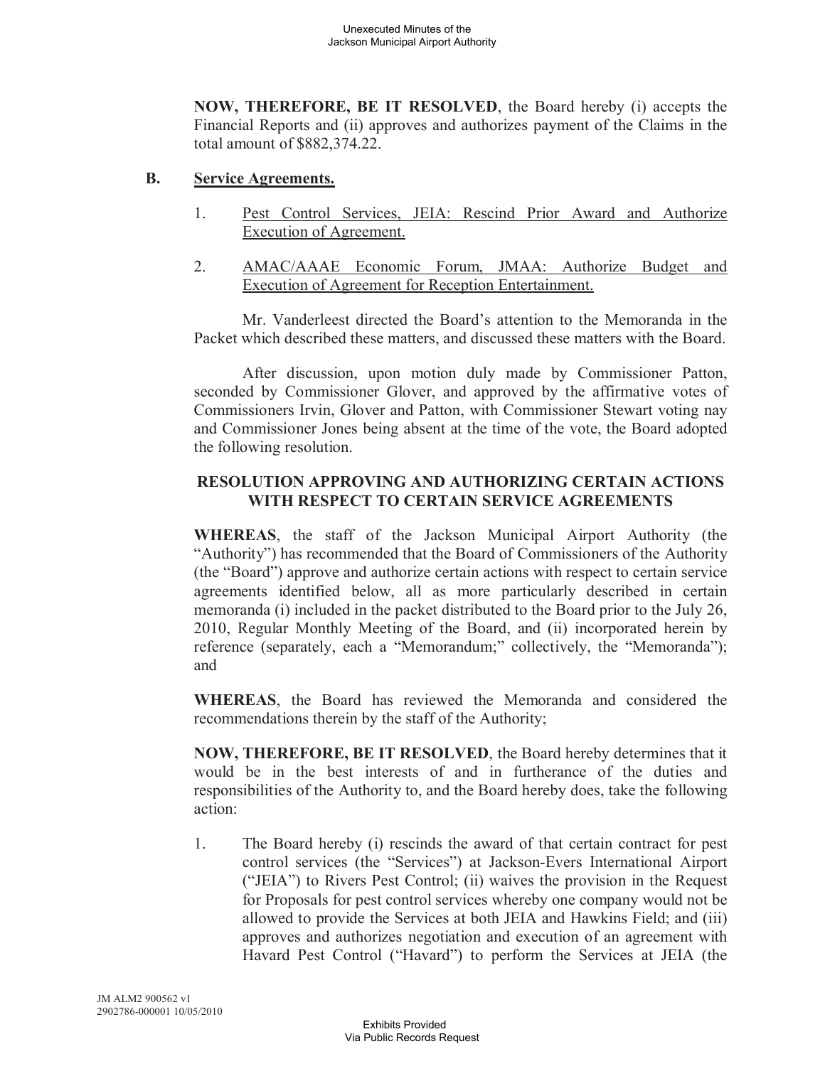**NOW, THEREFORE, BE IT RESOLVED**, the Board hereby (i) accepts the Financial Reports and (ii) approves and authorizes payment of the Claims in the total amount of $882,374.22.

**B. Service Agreements.**

1. Pest Control Services, JEIA: Rescind Prior Award and Authorize Execution of Agreement.

2. AMAC/AAAE Economic Forum, JMAA: Authorize Budget and Execution of Agreement for Reception Entertainment.

Mr. Vanderleest directed the Board's attention to the Memoranda in the Packet which described these matters, and discussed these matters with the Board.

After discussion, upon motion duly made by Commissioner Patton, seconded by Commissioner Glover, and approved by the affirmative votes of Commissioners Irvin, Glover and Patton, with Commissioner Stewart voting nay and Commissioner Jones being absent at the time of the vote, the Board adopted the following resolution.

**RESOLUTION APPROVING AND AUTHORIZING CERTAIN ACTIONS WITH RESPECT TO CERTAIN SERVICE AGREEMENTS**

**WHEREAS**, the staff of the Jackson Municipal Airport Authority (the "Authority") has recommended that the Board of Commissioners of the Authority (the "Board") approve and authorize certain actions with respect to certain service agreements identified below, all as more particularly described in certain memoranda (i) included in the packet distributed to the Board prior to the July 26, 2010, Regular Monthly Meeting of the Board, and (ii) incorporated herein by reference (separately, each a "Memorandum;" collectively, the "Memoranda"); and

**WHEREAS**, the Board has reviewed the Memoranda and considered the recommendations therein by the staff of the Authority;

**NOW, THEREFORE, BE IT RESOLVED**, the Board hereby determines that it would be in the best interests of and in furtherance of the duties and responsibilities of the Authority to, and the Board hereby does, take the following action:

1. The Board hereby (i) rescinds the award of that certain contract for pest control services (the "Services") at Jackson-Evers International Airport ("JEIA") to Rivers Pest Control; (ii) waives the provision in the Request for Proposals for pest control services whereby one company would not be allowed to provide the Services at both JEIA and Hawkins Field; and (iii) approves and authorizes negotiation and execution of an agreement with Havard Pest Control ("Havard") to perform the Services at JEIA (the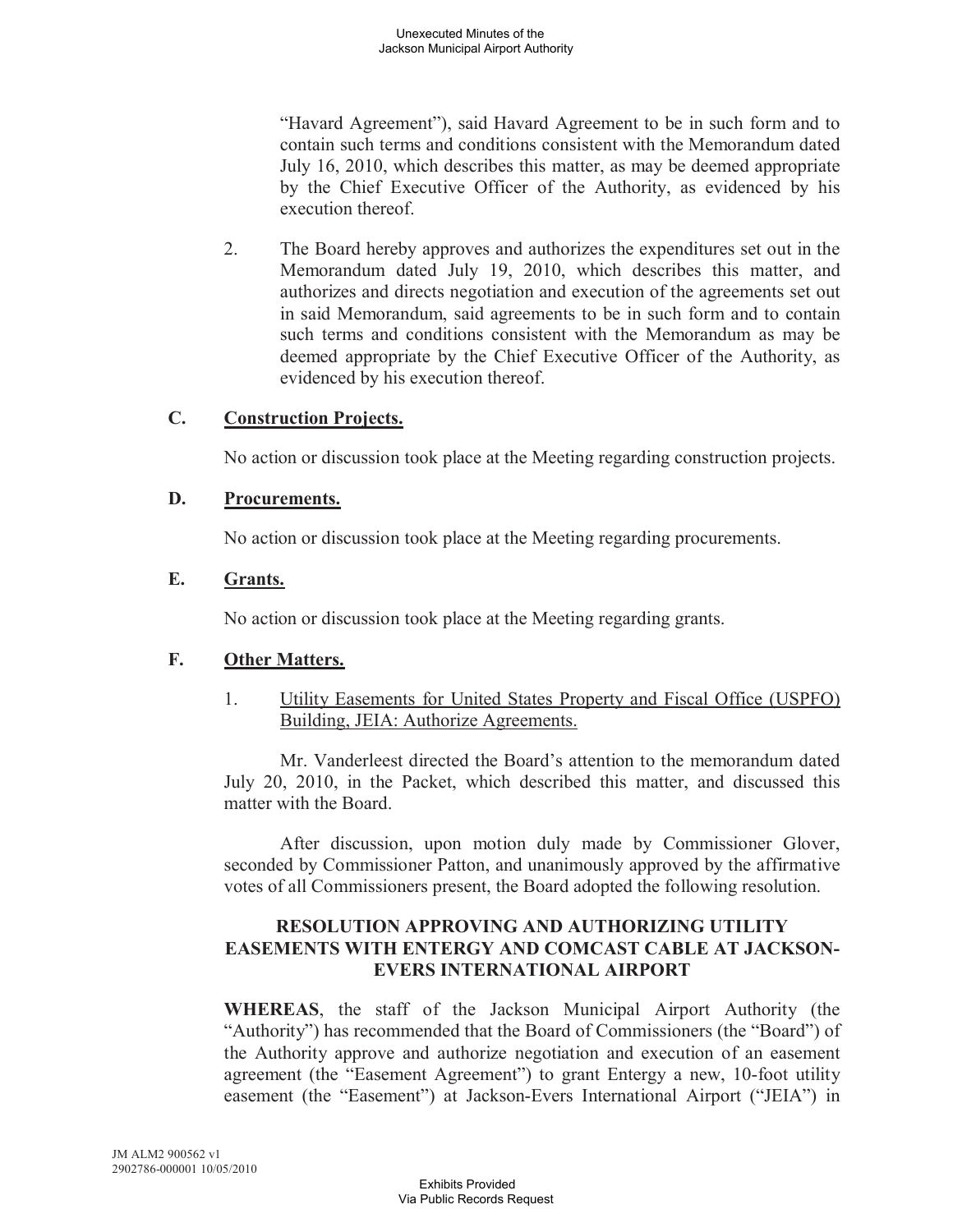"Havard Agreement"), said Havard Agreement to be in such form and to contain such terms and conditions consistent with the Memorandum dated July 16, 2010, which describes this matter, as may be deemed appropriate by the Chief Executive Officer of the Authority, as evidenced by his execution thereof.

2. The Board hereby approves and authorizes the expenditures set out in the Memorandum dated July 19, 2010, which describes this matter, and authorizes and directs negotiation and execution of the agreements set out in said Memorandum, said agreements to be in such form and to contain such terms and conditions consistent with the Memorandum as may be deemed appropriate by the Chief Executive Officer of the Authority, as evidenced by his execution thereof.

### C. Construction Projects.

No action or discussion took place at the Meeting regarding construction projects.

### D. Procurements.

No action or discussion took place at the Meeting regarding procurements.

### E. Grants.

No action or discussion took place at the Meeting regarding grants.

### F. Other Matters.

1. Utility Easements for United States Property and Fiscal Office (USPFO) Building, JEIA: Authorize Agreements.

Mr. Vanderleest directed the Board's attention to the memorandum dated July 20, 2010, in the Packet, which described this matter, and discussed this matter with the Board.

After discussion, upon motion duly made by Commissioner Glover, seconded by Commissioner Patton, and unanimously approved by the affirmative votes of all Commissioners present, the Board adopted the following resolution.

**RESOLUTION APPROVING AND AUTHORIZING UTILITY EASEMENTS WITH ENTERGY AND COMCAST CABLE AT JACKSON-EVERS INTERNATIONAL AIRPORT**

**WHEREAS**, the staff of the Jackson Municipal Airport Authority (the "Authority") has recommended that the Board of Commissioners (the "Board") of the Authority approve and authorize negotiation and execution of an easement agreement (the "Easement Agreement") to grant Entergy a new, 10-foot utility easement (the "Easement") at Jackson-Evers International Airport ("JEIA") in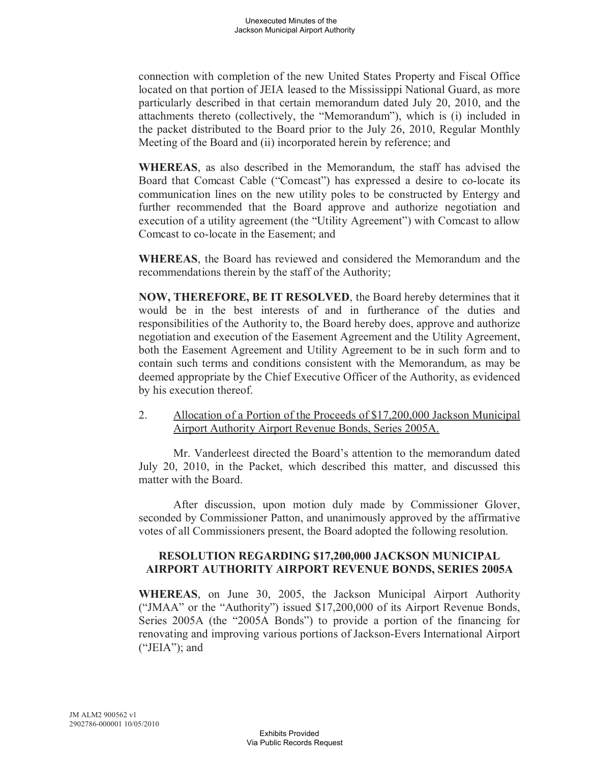connection with completion of the new United States Property and Fiscal Office located on that portion of JEIA leased to the Mississippi National Guard, as more particularly described in that certain memorandum dated July 20, 2010, and the attachments thereto (collectively, the "Memorandum"), which is (i) included in the packet distributed to the Board prior to the July 26, 2010, Regular Monthly Meeting of the Board and (ii) incorporated herein by reference; and

**WHEREAS**, as also described in the Memorandum, the staff has advised the Board that Comcast Cable ("Comcast") has expressed a desire to co-locate its communication lines on the new utility poles to be constructed by Entergy and further recommended that the Board approve and authorize negotiation and execution of a utility agreement (the "Utility Agreement") with Comcast to allow Comcast to co-locate in the Easement; and

**WHEREAS**, the Board has reviewed and considered the Memorandum and the recommendations therein by the staff of the Authority;

**NOW, THEREFORE, BE IT RESOLVED**, the Board hereby determines that it would be in the best interests of and in furtherance of the duties and responsibilities of the Authority to, the Board hereby does, approve and authorize negotiation and execution of the Easement Agreement and the Utility Agreement, both the Easement Agreement and Utility Agreement to be in such form and to contain such terms and conditions consistent with the Memorandum, as may be deemed appropriate by the Chief Executive Officer of the Authority, as evidenced by his execution thereof.

2. Allocation of a Portion of the Proceeds of $17,200,000 Jackson Municipal Airport Authority Airport Revenue Bonds, Series 2005A.

Mr. Vanderleest directed the Board's attention to the memorandum dated July 20, 2010, in the Packet, which described this matter, and discussed this matter with the Board.

After discussion, upon motion duly made by Commissioner Glover, seconded by Commissioner Patton, and unanimously approved by the affirmative votes of all Commissioners present, the Board adopted the following resolution.

**RESOLUTION REGARDING $17,200,000 JACKSON MUNICIPAL AIRPORT AUTHORITY AIRPORT REVENUE BONDS, SERIES 2005A**

**WHEREAS**, on June 30, 2005, the Jackson Municipal Airport Authority ("JMAA" or the "Authority") issued $17,200,000 of its Airport Revenue Bonds, Series 2005A (the "2005A Bonds") to provide a portion of the financing for renovating and improving various portions of Jackson-Evers International Airport ("JEIA"); and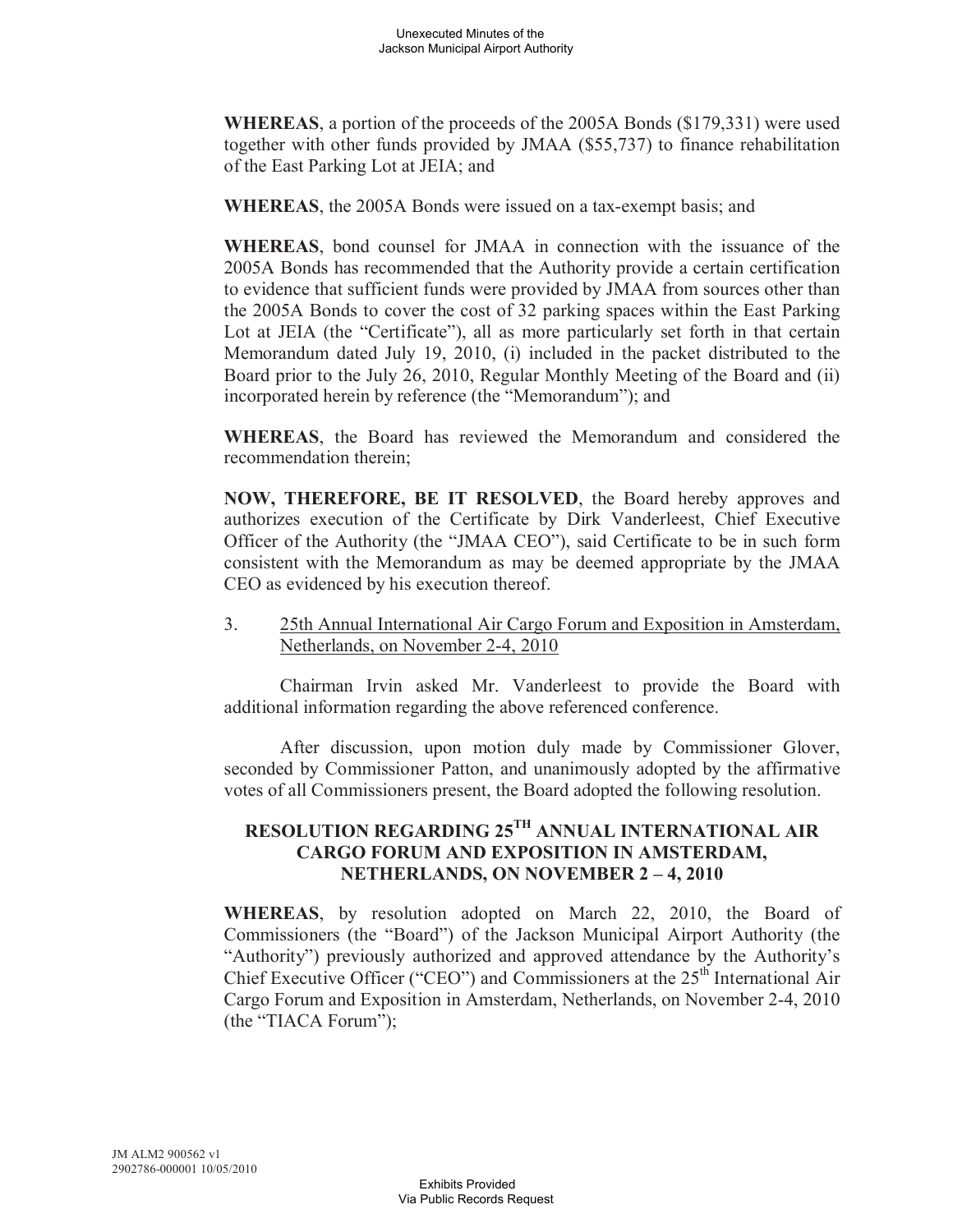**WHEREAS**, a portion of the proceeds of the 2005A Bonds ($179,331) were used together with other funds provided by JMAA ($55,737) to finance rehabilitation of the East Parking Lot at JEIA; and

**WHEREAS**, the 2005A Bonds were issued on a tax-exempt basis; and

**WHEREAS**, bond counsel for JMAA in connection with the issuance of the 2005A Bonds has recommended that the Authority provide a certain certification to evidence that sufficient funds were provided by JMAA from sources other than the 2005A Bonds to cover the cost of 32 parking spaces within the East Parking Lot at JEIA (the "Certificate"), all as more particularly set forth in that certain Memorandum dated July 19, 2010, (i) included in the packet distributed to the Board prior to the July 26, 2010, Regular Monthly Meeting of the Board and (ii) incorporated herein by reference (the "Memorandum"); and

**WHEREAS**, the Board has reviewed the Memorandum and considered the recommendation therein;

**NOW, THEREFORE, BE IT RESOLVED**, the Board hereby approves and authorizes execution of the Certificate by Dirk Vanderleest, Chief Executive Officer of the Authority (the "JMAA CEO"), said Certificate to be in such form consistent with the Memorandum as may be deemed appropriate by the JMAA CEO as evidenced by his execution thereof.

3. 25th Annual International Air Cargo Forum and Exposition in Amsterdam, Netherlands, on November 2-4, 2010

Chairman Irvin asked Mr. Vanderleest to provide the Board with additional information regarding the above referenced conference.

After discussion, upon motion duly made by Commissioner Glover, seconded by Commissioner Patton, and unanimously adopted by the affirmative votes of all Commissioners present, the Board adopted the following resolution.

**RESOLUTION REGARDING 25TH ANNUAL INTERNATIONAL AIR CARGO FORUM AND EXPOSITION IN AMSTERDAM, NETHERLANDS, ON NOVEMBER 2 – 4, 2010**

**WHEREAS**, by resolution adopted on March 22, 2010, the Board of Commissioners (the "Board") of the Jackson Municipal Airport Authority (the "Authority") previously authorized and approved attendance by the Authority's Chief Executive Officer ("CEO") and Commissioners at the 25th International Air Cargo Forum and Exposition in Amsterdam, Netherlands, on November 2-4, 2010 (the "TIACA Forum");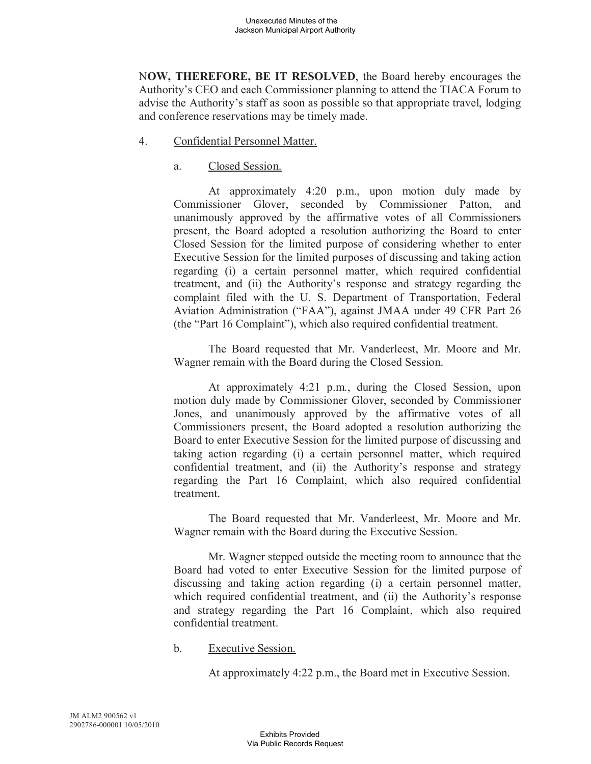**NOW, THEREFORE, BE IT RESOLVED**, the Board hereby encourages the Authority's CEO and each Commissioner planning to attend the TIACA Forum to advise the Authority's staff as soon as possible so that appropriate travel, lodging and conference reservations may be timely made.

4. Confidential Personnel Matter.

   a. Closed Session.

   At approximately 4:20 p.m., upon motion duly made by Commissioner Glover, seconded by Commissioner Patton, and unanimously approved by the affirmative votes of all Commissioners present, the Board adopted a resolution authorizing the Board to enter Closed Session for the limited purpose of considering whether to enter Executive Session for the limited purposes of discussing and taking action regarding (i) a certain personnel matter, which required confidential treatment, and (ii) the Authority's response and strategy regarding the complaint filed with the U. S. Department of Transportation, Federal Aviation Administration ("FAA"), against JMAA under 49 CFR Part 26 (the "Part 16 Complaint"), which also required confidential treatment.

   The Board requested that Mr. Vanderleest, Mr. Moore and Mr. Wagner remain with the Board during the Closed Session.

   At approximately 4:21 p.m., during the Closed Session, upon motion duly made by Commissioner Glover, seconded by Commissioner Jones, and unanimously approved by the affirmative votes of all Commissioners present, the Board adopted a resolution authorizing the Board to enter Executive Session for the limited purpose of discussing and taking action regarding (i) a certain personnel matter, which required confidential treatment, and (ii) the Authority's response and strategy regarding the Part 16 Complaint, which also required confidential treatment.

   The Board requested that Mr. Vanderleest, Mr. Moore and Mr. Wagner remain with the Board during the Executive Session.

   Mr. Wagner stepped outside the meeting room to announce that the Board had voted to enter Executive Session for the limited purpose of discussing and taking action regarding (i) a certain personnel matter, which required confidential treatment, and (ii) the Authority's response and strategy regarding the Part 16 Complaint, which also required confidential treatment.

   b. Executive Session.

   At approximately 4:22 p.m., the Board met in Executive Session.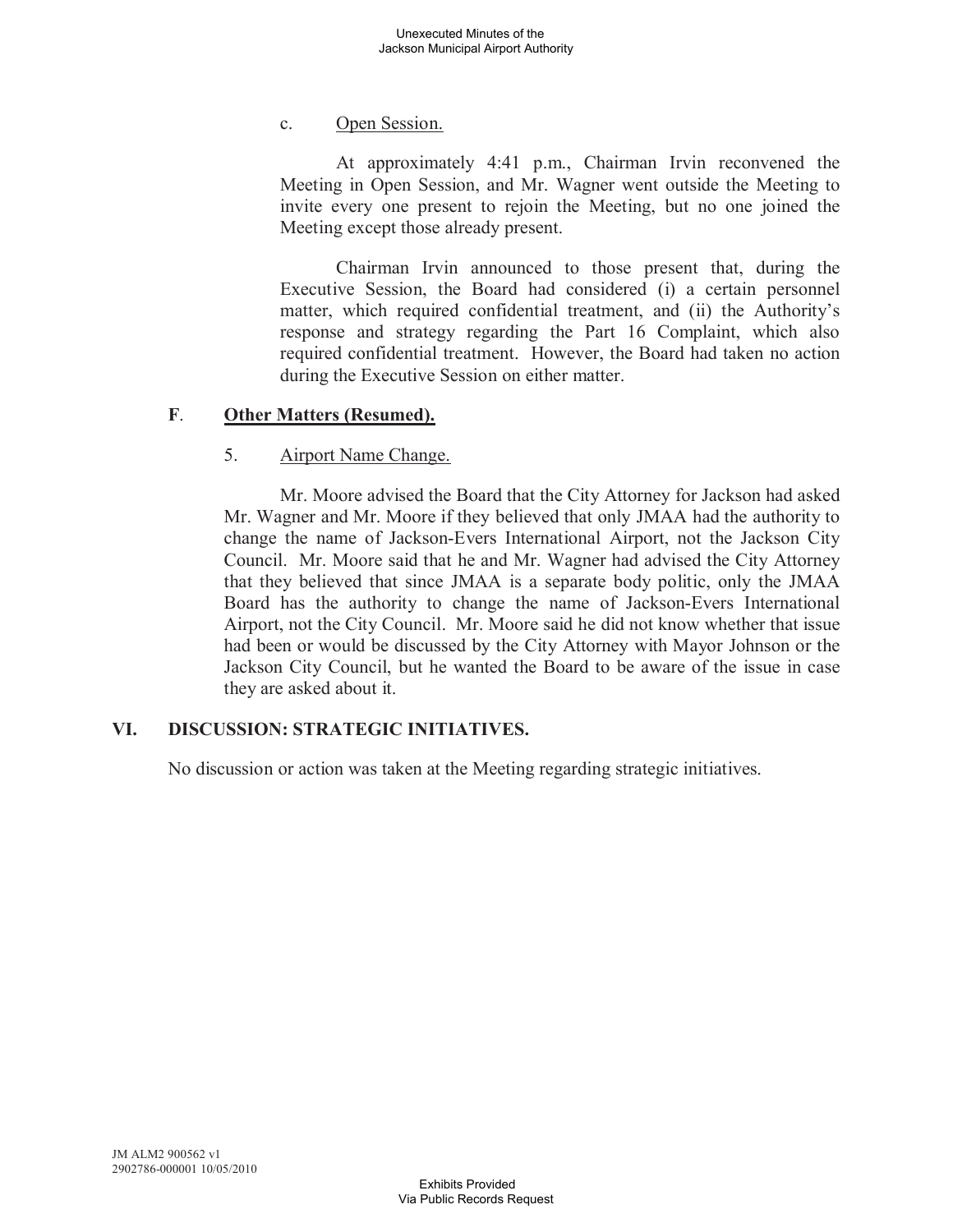c. Open Session.

At approximately 4:41 p.m., Chairman Irvin reconvened the Meeting in Open Session, and Mr. Wagner went outside the Meeting to invite every one present to rejoin the Meeting, but no one joined the Meeting except those already present.

Chairman Irvin announced to those present that, during the Executive Session, the Board had considered (i) a certain personnel matter, which required confidential treatment, and (ii) the Authority's response and strategy regarding the Part 16 Complaint, which also required confidential treatment. However, the Board had taken no action during the Executive Session on either matter.

**F. Other Matters (Resumed).**

5. Airport Name Change.

Mr. Moore advised the Board that the City Attorney for Jackson had asked Mr. Wagner and Mr. Moore if they believed that only JMAA had the authority to change the name of Jackson-Evers International Airport, not the Jackson City Council. Mr. Moore said that he and Mr. Wagner had advised the City Attorney that they believed that since JMAA is a separate body politic, only the JMAA Board has the authority to change the name of Jackson-Evers International Airport, not the City Council. Mr. Moore said he did not know whether that issue had been or would be discussed by the City Attorney with Mayor Johnson or the Jackson City Council, but he wanted the Board to be aware of the issue in case they are asked about it.

## VI. DISCUSSION: STRATEGIC INITIATIVES.

No discussion or action was taken at the Meeting regarding strategic initiatives.

JM ALM2 900562 v1
2902786-000001 10/05/2010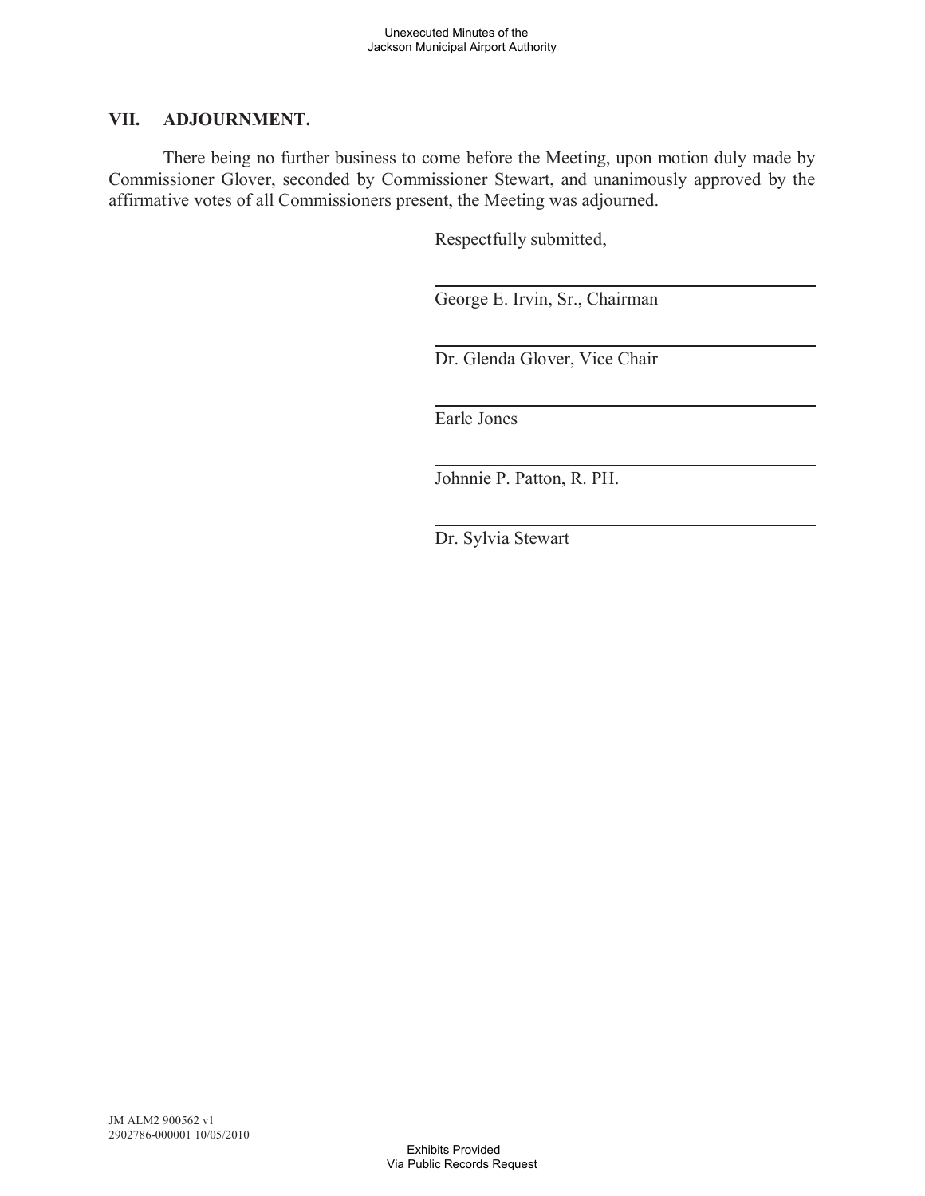## VII. ADJOURNMENT.

There being no further business to come before the Meeting, upon motion duly made by Commissioner Glover, seconded by Commissioner Stewart, and unanimously approved by the affirmative votes of all Commissioners present, the Meeting was adjourned.

Respectfully submitted,

George E. Irvin, Sr., Chairman

Dr. Glenda Glover, Vice Chair

Earle Jones

Johnnie P. Patton, R. PH.

Dr. Sylvia Stewart

JM ALM2 900562 v1
2902786-000001 10/05/2010